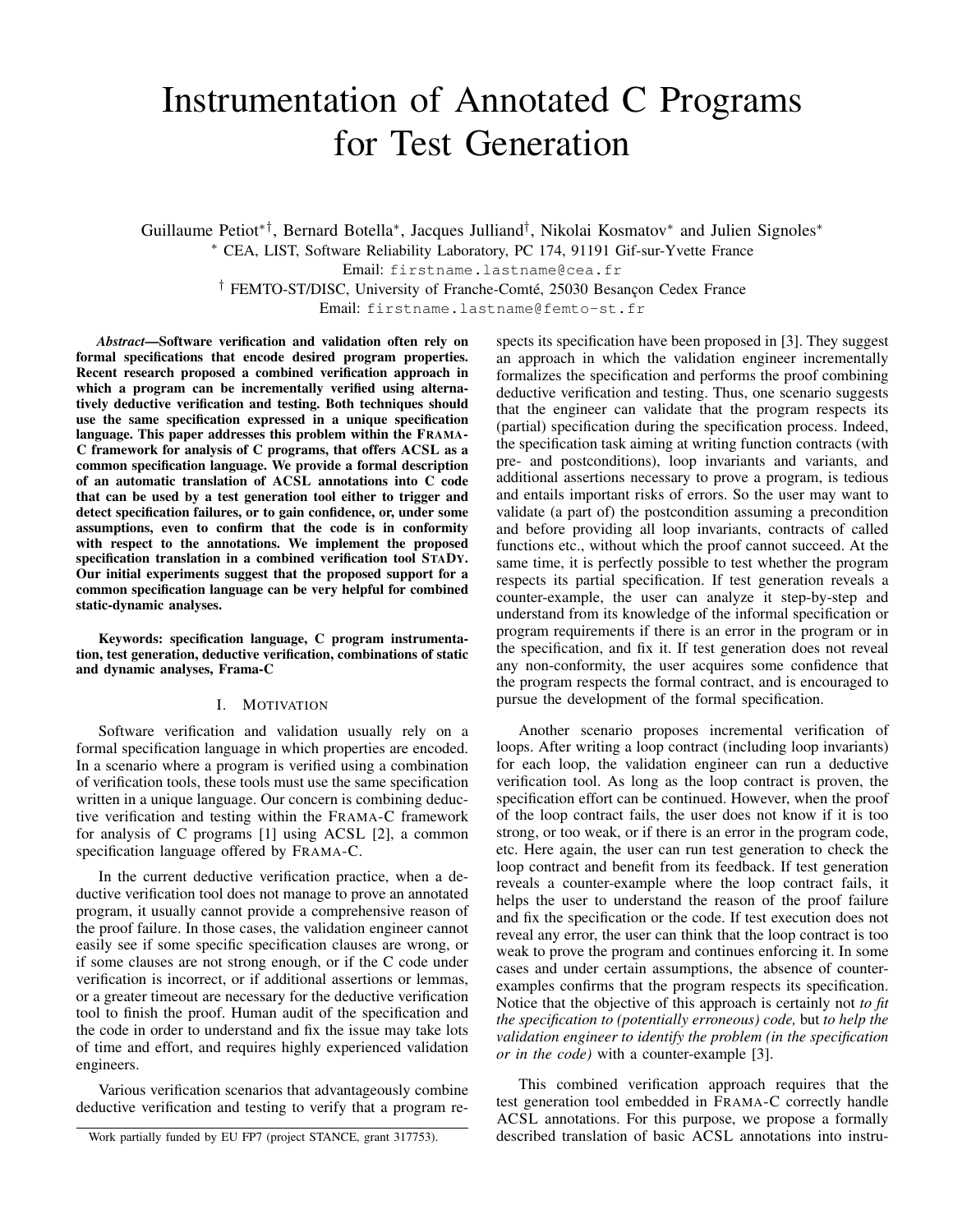# Instrumentation of Annotated C Programs for Test Generation

Guillaume Petiot*†, Bernard Botella*, Jacques Julliand†, Nikolai Kosmatov* and Julien Signoles*

\* CEA, LIST, Software Reliability Laboratory, PC 174, 91191 Gif-sur-Yvette France

Email: firstname.lastname@cea.fr

† FEMTO-ST/DISC, University of Franche-Comté, 25030 Besançon Cedex France

Email: firstname.lastname@femto-st.fr

***Abstract*—Software verification and validation often rely on formal specifications that encode desired program properties. Recent research proposed a combined verification approach in which a program can be incrementally verified using alternatively deductive verification and testing. Both techniques should use the same specification expressed in a unique specification language. This paper addresses this problem within the FRAMA-C framework for analysis of C programs, that offers ACSL as a common specification language. We provide a formal description of an automatic translation of ACSL annotations into C code that can be used by a test generation tool either to trigger and detect specification failures, or to gain confidence, or, under some assumptions, even to confirm that the code is in conformity with respect to the annotations. We implement the proposed specification translation in a combined verification tool STADY. Our initial experiments suggest that the proposed support for a common specification language can be very helpful for combined static-dynamic analyses.**

**Keywords: specification language, C program instrumentation, test generation, deductive verification, combinations of static and dynamic analyses, Frama-C**

## I. MOTIVATION

Software verification and validation usually rely on a formal specification language in which properties are encoded. In a scenario where a program is verified using a combination of verification tools, these tools must use the same specification written in a unique language. Our concern is combining deductive verification and testing within the FRAMA-C framework for analysis of C programs [1] using ACSL [2], a common specification language offered by FRAMA-C.

In the current deductive verification practice, when a deductive verification tool does not manage to prove an annotated program, it usually cannot provide a comprehensive reason of the proof failure. In those cases, the validation engineer cannot easily see if some specific specification clauses are wrong, or if some clauses are not strong enough, or if the C code under verification is incorrect, or if additional assertions or lemmas, or a greater timeout are necessary for the deductive verification tool to finish the proof. Human audit of the specification and the code in order to understand and fix the issue may take lots of time and effort, and requires highly experienced validation engineers.

Various verification scenarios that advantageously combine deductive verification and testing to verify that a program respects its specification have been proposed in [3]. They suggest an approach in which the validation engineer incrementally formalizes the specification and performs the proof combining deductive verification and testing. Thus, one scenario suggests that the engineer can validate that the program respects its (partial) specification during the specification process. Indeed, the specification task aiming at writing function contracts (with pre- and postconditions), loop invariants and variants, and additional assertions necessary to prove a program, is tedious and entails important risks of errors. So the user may want to validate (a part of) the postcondition assuming a precondition and before providing all loop invariants, contracts of called functions etc., without which the proof cannot succeed. At the same time, it is perfectly possible to test whether the program respects its partial specification. If test generation reveals a counter-example, the user can analyze it step-by-step and understand from its knowledge of the informal specification or program requirements if there is an error in the program or in the specification, and fix it. If test generation does not reveal any non-conformity, the user acquires some confidence that the program respects the formal contract, and is encouraged to pursue the development of the formal specification.

Another scenario proposes incremental verification of loops. After writing a loop contract (including loop invariants) for each loop, the validation engineer can run a deductive verification tool. As long as the loop contract is proven, the specification effort can be continued. However, when the proof of the loop contract fails, the user does not know if it is too strong, or too weak, or if there is an error in the program code, etc. Here again, the user can run test generation to check the loop contract and benefit from its feedback. If test generation reveals a counter-example where the loop contract fails, it helps the user to understand the reason of the proof failure and fix the specification or the code. If test execution does not reveal any error, the user can think that the loop contract is too weak to prove the program and continues enforcing it. In some cases and under certain assumptions, the absence of counter-examples confirms that the program respects its specification. Notice that the objective of this approach is certainly not *to fit the specification to (potentially erroneous) code,* but *to help the validation engineer to identify the problem (in the specification or in the code)* with a counter-example [3].

This combined verification approach requires that the test generation tool embedded in FRAMA-C correctly handle ACSL annotations. For this purpose, we propose a formally described translation of basic ACSL annotations into instru-

Work partially funded by EU FP7 (project STANCE, grant 317753).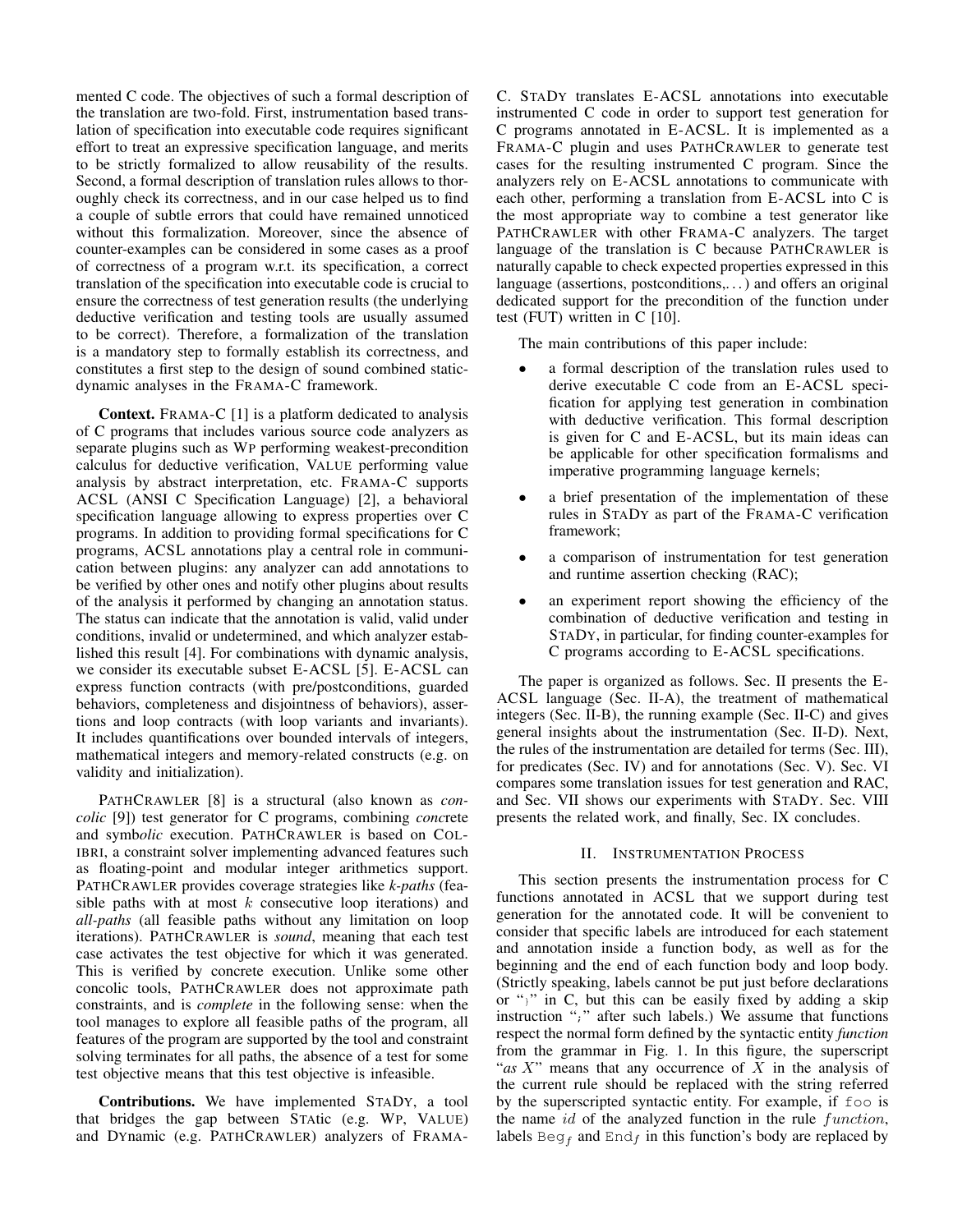mented C code. The objectives of such a formal description of the translation are two-fold. First, instrumentation based translation of specification into executable code requires significant effort to treat an expressive specification language, and merits to be strictly formalized to allow reusability of the results. Second, a formal description of translation rules allows to thoroughly check its correctness, and in our case helped us to find a couple of subtle errors that could have remained unnoticed without this formalization. Moreover, since the absence of counter-examples can be considered in some cases as a proof of correctness of a program w.r.t. its specification, a correct translation of the specification into executable code is crucial to ensure the correctness of test generation results (the underlying deductive verification and testing tools are usually assumed to be correct). Therefore, a formalization of the translation is a mandatory step to formally establish its correctness, and constitutes a first step to the design of sound combined static-dynamic analyses in the FRAMA-C framework.

**Context.** FRAMA-C [1] is a platform dedicated to analysis of C programs that includes various source code analyzers as separate plugins such as WP performing weakest-precondition calculus for deductive verification, VALUE performing value analysis by abstract interpretation, etc. FRAMA-C supports ACSL (ANSI C Specification Language) [2], a behavioral specification language allowing to express properties over C programs. In addition to providing formal specifications for C programs, ACSL annotations play a central role in communication between plugins: any analyzer can add annotations to be verified by other ones and notify other plugins about results of the analysis it performed by changing an annotation status. The status can indicate that the annotation is valid, valid under conditions, invalid or undetermined, and which analyzer established this result [4]. For combinations with dynamic analysis, we consider its executable subset E-ACSL [5]. E-ACSL can express function contracts (with pre/postconditions, guarded behaviors, completeness and disjointness of behaviors), assertions and loop contracts (with loop variants and invariants). It includes quantifications over bounded intervals of integers, mathematical integers and memory-related constructs (e.g. on validity and initialization).

PATHCRAWLER [8] is a structural (also known as *concolic* [9]) test generator for C programs, combining *conc*rete and symb*olic* execution. PATHCRAWLER is based on COLIBRI, a constraint solver implementing advanced features such as floating-point and modular integer arithmetics support. PATHCRAWLER provides coverage strategies like *k-paths* (feasible paths with at most $k$ consecutive loop iterations) and *all-paths* (all feasible paths without any limitation on loop iterations). PATHCRAWLER is *sound*, meaning that each test case activates the test objective for which it was generated. This is verified by concrete execution. Unlike some other concolic tools, PATHCRAWLER does not approximate path constraints, and is *complete* in the following sense: when the tool manages to explore all feasible paths of the program, all features of the program are supported by the tool and constraint solving terminates for all paths, the absence of a test for some test objective means that this test objective is infeasible.

**Contributions.** We have implemented STADY, a tool that bridges the gap between STAtic (e.g. WP, VALUE) and DYnamic (e.g. PATHCRAWLER) analyzers of FRAMA-C. STADY translates E-ACSL annotations into executable instrumented C code in order to support test generation for C programs annotated in E-ACSL. It is implemented as a FRAMA-C plugin and uses PATHCRAWLER to generate test cases for the resulting instrumented C program. Since the analyzers rely on E-ACSL annotations to communicate with each other, performing a translation from E-ACSL into C is the most appropriate way to combine a test generator like PATHCRAWLER with other FRAMA-C analyzers. The target language of the translation is C because PATHCRAWLER is naturally capable to check expected properties expressed in this language (assertions, postconditions,. . . ) and offers an original dedicated support for the precondition of the function under test (FUT) written in C [10].

The main contributions of this paper include:

- a formal description of the translation rules used to derive executable C code from an E-ACSL specification for applying test generation in combination with deductive verification. This formal description is given for C and E-ACSL, but its main ideas can be applicable for other specification formalisms and imperative programming language kernels;
- a brief presentation of the implementation of these rules in STADY as part of the FRAMA-C verification framework;
- a comparison of instrumentation for test generation and runtime assertion checking (RAC);
- an experiment report showing the efficiency of the combination of deductive verification and testing in STADY, in particular, for finding counter-examples for C programs according to E-ACSL specifications.

The paper is organized as follows. Sec. II presents the E-ACSL language (Sec. II-A), the treatment of mathematical integers (Sec. II-B), the running example (Sec. II-C) and gives general insights about the instrumentation (Sec. II-D). Next, the rules of the instrumentation are detailed for terms (Sec. III), for predicates (Sec. IV) and for annotations (Sec. V). Sec. VI compares some translation issues for test generation and RAC, and Sec. VII shows our experiments with STADY. Sec. VIII presents the related work, and finally, Sec. IX concludes.

## II. INSTRUMENTATION PROCESS

This section presents the instrumentation process for C functions annotated in ACSL that we support during test generation for the annotated code. It will be convenient to consider that specific labels are introduced for each statement and annotation inside a function body, as well as for the beginning and the end of each function body and loop body. (Strictly speaking, labels cannot be put just before declarations or "`}`" in C, but this can be easily fixed by adding a skip instruction "`;`" after such labels.) We assume that functions respect the normal form defined by the syntactic entity *function* from the grammar in Fig. 1. In this figure, the superscript "*as* $X$" means that any occurrence of $X$ in the analysis of the current rule should be replaced with the string referred by the superscripted syntactic entity. For example, if `foo` is the name $id$ of the analyzed function in the rule $function$, labels $\texttt{Beg}_f$ and $\texttt{End}_f$ in this function's body are replaced by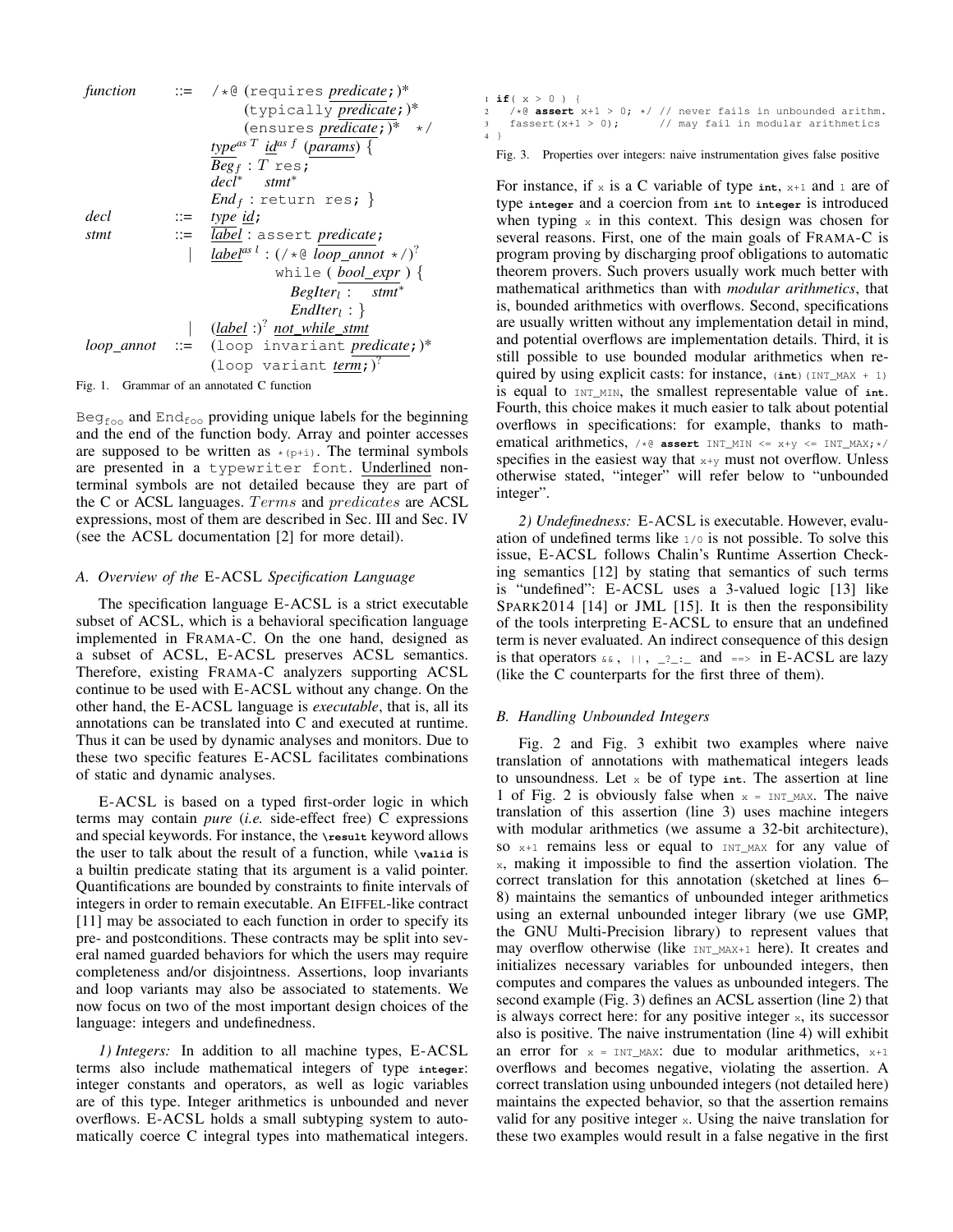```
function    ::= /*@ (requires predicate;)*
                    (typically predicate;)*
                    (ensures predicate;)*  */
                type^{as T} id^{as f} (params) {
                  Beg_f : T res;
                  decl*   stmt*
                  End_f : return res; }
decl        ::= type id;
stmt        ::= label : assert predicate;
              | label^{as l} : (/*@ loop_annot */)?
                    while ( bool_expr ) {
                      BegIter_l :   stmt*
                      EndIter_l : }
              | (label :)? not_while_stmt
loop_annot  ::= (loop invariant predicate;)*
                (loop variant term;)?
```

Fig. 1. Grammar of an annotated C function

$\mathrm{Beg}_{\mathrm{foo}}$ and $\mathrm{End}_{\mathrm{foo}}$ providing unique labels for the beginning and the end of the function body. Array and pointer accesses are supposed to be written as `*(p+i)`. The terminal symbols are presented in a `typewriter font`. Underlined nonterminal symbols are not detailed because they are part of the C or ACSL languages. $Terms$ and $predicates$ are ACSL expressions, most of them are described in Sec. III and Sec. IV (see the ACSL documentation [2] for more detail).

### A. Overview of the E-ACSL Specification Language

The specification language E-ACSL is a strict executable subset of ACSL, which is a behavioral specification language implemented in FRAMA-C. On the one hand, designed as a subset of ACSL, E-ACSL preserves ACSL semantics. Therefore, existing FRAMA-C analyzers supporting ACSL continue to be used with E-ACSL without any change. On the other hand, the E-ACSL language is *executable*, that is, all its annotations can be translated into C and executed at runtime. Thus it can be used by dynamic analyses and monitors. Due to these two specific features E-ACSL facilitates combinations of static and dynamic analyses.

E-ACSL is based on a typed first-order logic in which terms may contain *pure* (*i.e.* side-effect free) C expressions and special keywords. For instance, the **`\result`** keyword allows the user to talk about the result of a function, while **`\valid`** is a builtin predicate stating that its argument is a valid pointer. Quantifications are bounded by constraints to finite intervals of integers in order to remain executable. An EIFFEL-like contract [11] may be associated to each function in order to specify its pre- and postconditions. These contracts may be split into several named guarded behaviors for which the users may require completeness and/or disjointness. Assertions, loop invariants and loop variants may also be associated to statements. We now focus on two of the most important design choices of the language: integers and undefinedness.

*1) Integers:* In addition to all machine types, E-ACSL terms also include mathematical integers of type **`integer`**: integer constants and operators, as well as logic variables are of this type. Integer arithmetics is unbounded and never overflows. E-ACSL holds a small subtyping system to automatically coerce C integral types into mathematical integers.

```
1 if( x > 0 ) {
2   /*@ assert x+1 > 0; */ // never fails in unbounded arithm.
3   fassert(x+1 > 0);      // may fail in modular arithmetics
4 }
```

Fig. 3. Properties over integers: naive instrumentation gives false positive

For instance, if `x` is a C variable of type **`int`**, `x+1` and `1` are of type **`integer`** and a coercion from **`int`** to **`integer`** is introduced when typing `x` in this context. This design was chosen for several reasons. First, one of the main goals of FRAMA-C is program proving by discharging proof obligations to automatic theorem provers. Such provers usually work much better with mathematical arithmetics than with *modular arithmetics*, that is, bounded arithmetics with overflows. Second, specifications are usually written without any implementation detail in mind, and potential overflows are implementation details. Third, it is still possible to use bounded modular arithmetics when required by using explicit casts: for instance, `(int)(INT_MAX + 1)` is equal to `INT_MIN`, the smallest representable value of **`int`**. Fourth, this choice makes it much easier to talk about potential overflows in specifications: for example, thanks to mathematical arithmetics, `/*@ assert INT_MIN <= x+y <= INT_MAX;*/` specifies in the easiest way that `x+y` must not overflow. Unless otherwise stated, "integer" will refer below to "unbounded integer".

*2) Undefinedness:* E-ACSL is executable. However, evaluation of undefined terms like `1/0` is not possible. To solve this issue, E-ACSL follows Chalin's Runtime Assertion Checking semantics [12] by stating that semantics of such terms is "undefined": E-ACSL uses a 3-valued logic [13] like SPARK2014 [14] or JML [15]. It is then the responsibility of the tools interpreting E-ACSL to ensure that an undefined term is never evaluated. An indirect consequence of this design is that operators `&&`, `||`, `_?_:_` and `==>` in E-ACSL are lazy (like the C counterparts for the first three of them).

### B. Handling Unbounded Integers

Fig. 2 and Fig. 3 exhibit two examples where naive translation of annotations with mathematical integers leads to unsoundness. Let `x` be of type **`int`**. The assertion at line 1 of Fig. 2 is obviously false when `x = INT_MAX`. The naive translation of this assertion (line 3) uses machine integers with modular arithmetics (we assume a 32-bit architecture), so `x+1` remains less or equal to `INT_MAX` for any value of `x`, making it impossible to find the assertion violation. The correct translation for this annotation (sketched at lines 6–8) maintains the semantics of unbounded integer arithmetics using an external unbounded integer library (we use GMP, the GNU Multi-Precision library) to represent values that may overflow otherwise (like `INT_MAX+1` here). It creates and initializes necessary variables for unbounded integers, then computes and compares the values as unbounded integers. The second example (Fig. 3) defines an ACSL assertion (line 2) that is always correct here: for any positive integer `x`, its successor also is positive. The naive instrumentation (line 4) will exhibit an error for `x = INT_MAX`: due to modular arithmetics, `x+1` overflows and becomes negative, violating the assertion. A correct translation using unbounded integers (not detailed here) maintains the expected behavior, so that the assertion remains valid for any positive integer `x`. Using the naive translation for these two examples would result in a false negative in the first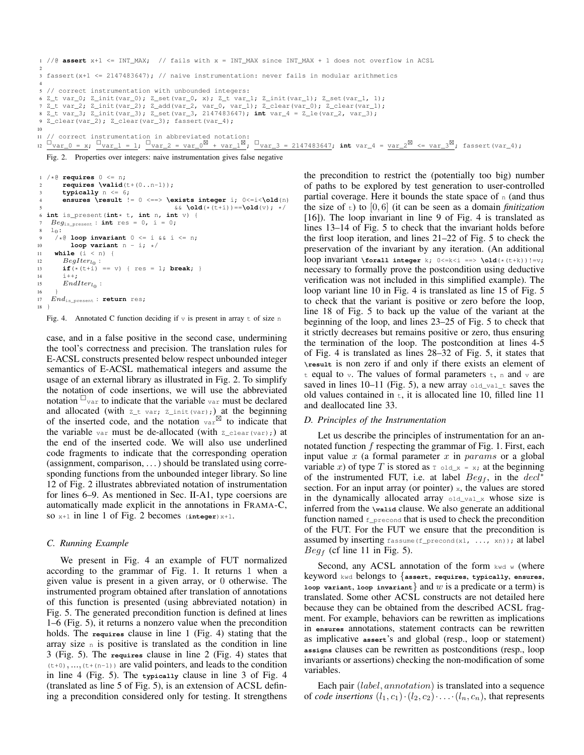```
1 //@ assert x+1 <= INT_MAX;  // fails with x = INT_MAX since INT_MAX + 1 does not overflow in ACSL
2
3 fassert(x+1 <= 2147483647); // naive instrumentation: never fails in modular arithmetics
4
5 // correct instrumentation with unbounded integers:
6 Z_t var_0; Z_init(var_0); Z_set(var_0, x); Z_t var_1; Z_init(var_1); Z_set(var_1, 1);
7 Z_t var_2; Z_init(var_2); Z_add(var_2, var_0, var_1); Z_clear(var_0); Z_clear(var_1);
8 Z_t var_3; Z_init(var_3); Z_set(var_3, 2147483647); int var_4 = Z_le(var_2, var_3);
9 Z_clear(var_2); Z_clear(var_3); fassert(var_4);
10
11 // correct instrumentation in abbreviated notation:
12 □var_0 = x; □var_1 = 1; □var_2 = var_0⊠ + var_1⊠; □var_3 = 2147483647; int var_4 = var_2⊠ <= var_3⊠; fassert(var_4);
```

Fig. 2. Properties over integers: naive instrumentation gives false negative

```
1 /*@ requires 0 <= n;
2     requires \valid(t+(0..n-1));
3     typically n <= 6;
4     ensures \result != 0 <==> \exists integer i; 0<=i<\old(n)
5                                && \old(*(t+i))==\old(v); */
6 int is_present(int* t, int n, int v) {
7  Beg_is_present : int res = 0, i = 0;
8  l0:
9   /*@ loop invariant 0 <= i && i <= n;
10      loop variant n - i; */
11  while (i < n) {
12     BegIter_l0 :
13     if(*(t+i) == v) { res = 1; break; }
14     i++;
15     EndIter_l0 :
16   }
17  End_is_present : return res;
18 }
```

Fig. 4. Annotated C function deciding if v is present in array t of size n

case, and in a false positive in the second case, undermining the tool's correctness and precision. The translation rules for E-ACSL constructs presented below respect unbounded integer semantics of E-ACSL mathematical integers and assume the usage of an external library as illustrated in Fig. 2. To simplify the notation of code insertions, we will use the abbreviated notation $^{\square}$var to indicate that the variable var must be declared and allocated (with `Z_t var; Z_init(var);`) at the beginning of the inserted code, and the notation var$^{\boxtimes}$ to indicate that the variable var must be de-allocated (with `Z_clear(var);`) at the end of the inserted code. We will also use underlined code fragments to indicate that the corresponding operation (assignment, comparison, ...) should be translated using corresponding functions from the unbounded integer library. So line 12 of Fig. 2 illustrates abbreviated notation of instrumentation for lines 6–9. As mentioned in Sec. II-A1, type coercions are automatically made explicit in the annotations in FRAMA-C, so `x+1` in line 1 of Fig. 2 becomes `(integer)x+1`.

### C. Running Example

We present in Fig. 4 an example of FUT normalized according to the grammar of Fig. 1. It returns 1 when a given value is present in a given array, or 0 otherwise. The instrumented program obtained after translation of annotations of this function is presented (using abbreviated notation) in Fig. 5. The generated precondition function is defined at lines 1–6 (Fig. 5), it returns a nonzero value when the precondition holds. The **requires** clause in line 1 (Fig. 4) stating that the array size n is positive is translated as the condition in line 3 (Fig. 5). The **requires** clause in line 2 (Fig. 4) states that (t+0),...,(t+(n-1)) are valid pointers, and leads to the condition in line 4 (Fig. 5). The **typically** clause in line 3 of Fig. 4 (translated as line 5 of Fig. 5), is an extension of ACSL defining a precondition considered only for testing. It strengthens the precondition to restrict the (potentially too big) number of paths to be explored by test generation to user-controlled partial coverage. Here it bounds the state space of n (and thus the size of t) to $[0, 6]$ (it can be seen as a domain *finitization* [16]). The loop invariant in line 9 of Fig. 4 is translated as lines 13–14 of Fig. 5 to check that the invariant holds before the first loop iteration, and lines 21–22 of Fig. 5 to check the preservation of the invariant by any iteration. (An additional loop invariant `\forall integer k; 0<=k<i ==> \old(*(t+k))!=v;` necessary to formally prove the postcondition using deductive verification was not included in this simplified example). The loop variant line 10 in Fig. 4 is translated as line 15 of Fig. 5 to check that the variant is positive or zero before the loop, line 18 of Fig. 5 to back up the value of the variant at the beginning of the loop, and lines 23–25 of Fig. 5 to check that it strictly decreases but remains positive or zero, thus ensuring the termination of the loop. The postcondition at lines 4-5 of Fig. 4 is translated as lines 28–32 of Fig. 5, it states that **\result** is non zero if and only if there exists an element of t equal to v. The values of formal parameters t, n and v are saved in lines 10–11 (Fig. 5), a new array old_val_t saves the old values contained in t, it is allocated line 10, filled line 11 and deallocated line 33.

### D. Principles of the Instrumentation

Let us describe the principles of instrumentation for an annotated function $f$ respecting the grammar of Fig. 1. First, each input value $x$ (a formal parameter $x$ in *params* or a global variable $x$) of type $T$ is stored as `T old_x = x;` at the beginning of the instrumented FUT, i.e. at label $Beg_f$, in the $decl^*$ section. For an input array (or pointer) x, the values are stored in the dynamically allocated array old_val_x whose size is inferred from the **\valid** clause. We also generate an additional function named f_precond that is used to check the precondition of the FUT. For the FUT we ensure that the precondition is assumed by inserting `fassume(f_precond(x1, ..., xn));` at label $Beg_f$ (cf line 11 in Fig. 5).

Second, any ACSL annotation of the form kwd w (where keyword kwd belongs to {**assert**, **requires**, **typically**, **ensures**, **loop variant**, **loop invariant**} and $w$ is a predicate or a term) is translated. Some other ACSL constructs are not detailed here because they can be obtained from the described ACSL fragment. For example, behaviors can be rewritten as implications in **ensures** annotations, statement contracts can be rewritten as implicative **assert**'s and global (resp., loop or statement) **assigns** clauses can be rewritten as postconditions (resp., loop invariants or assertions) checking the non-modification of some variables.

Each pair $(label, annotation)$ is translated into a sequence of *code insertions* $(l_1, c_1) \cdot (l_2, c_2) \cdot \ldots \cdot (l_n, c_n)$, that represents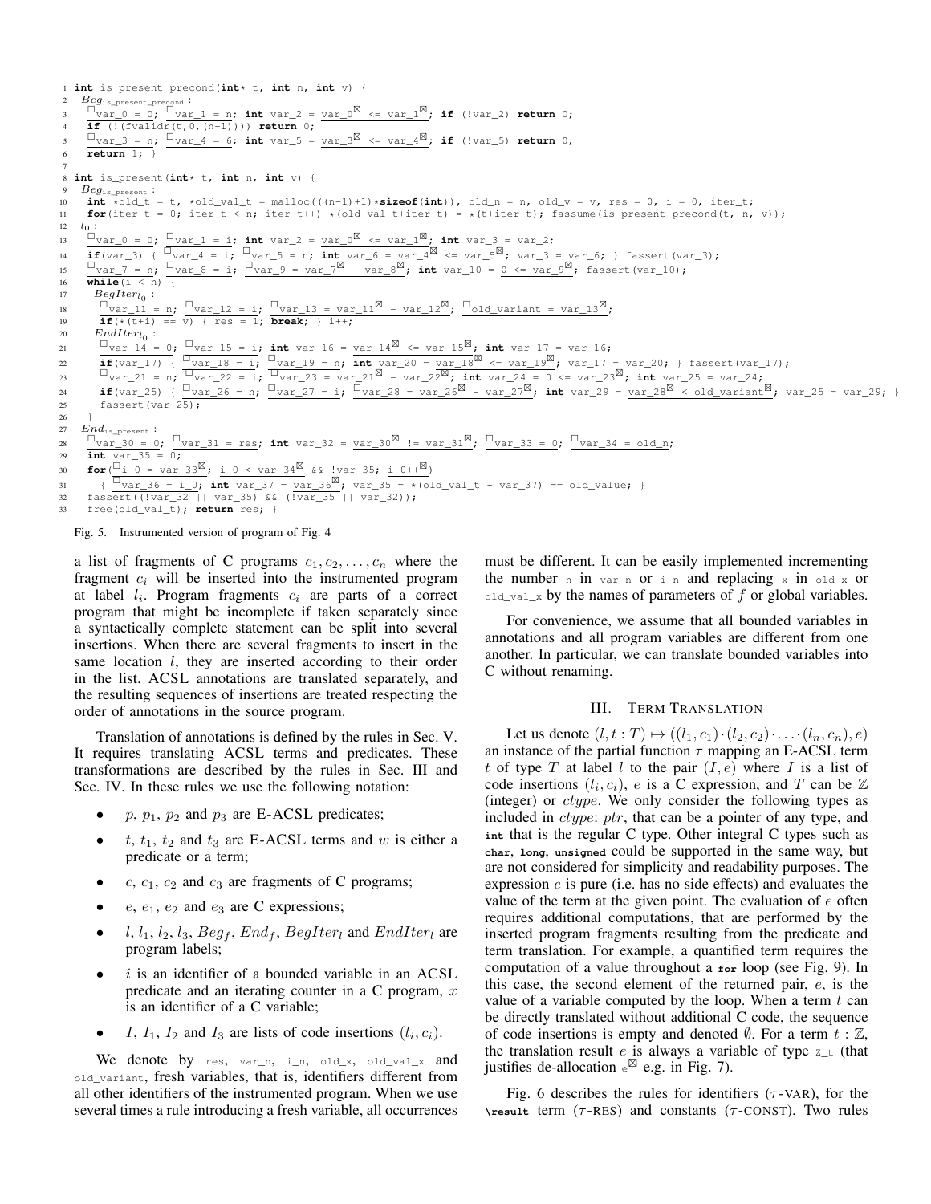```
1 int is_present_precond(int* t, int n, int v) {
2   Beg_is_present_precond :
3   □var_0 = 0; □var_1 = n; int var_2 = var_0⊠ <= var_1⊠; if (!var_2) return 0;
4   if (!(fvalidr(t,0,(n-1)))) return 0;
5   □var_3 = n; □var_4 = 6; int var_5 = var_3⊠ <= var_4⊠; if (!var_5) return 0;
6   return 1; }
7
8 int is_present(int* t, int n, int v) {
9   Beg_is_present :
10  int *old_t = t, *old_val_t = malloc(((n-1)+1)*sizeof(int)), old_n = n, old_v = v, res = 0, i = 0, iter_t;
11  for(iter_t = 0; iter_t < n; iter_t++) *(old_val_t+iter_t) = *(t+iter_t); fassume(is_present_precond(t, n, v));
12  l_0 :
13  □var_0 = 0; □var_1 = i; int var_2 = var_0⊠ <= var_1⊠; int var_3 = var_2;
14  if(var_3) { □var_4 = i; □var_5 = n; int var_6 = var_4⊠ <= var_5⊠; var_3 = var_6; } fassert(var_3);
15  □var_7 = n; □var_8 = i; □var_9 = var_7⊠ - var_8⊠; int var_10 = 0 <= var_9⊠; fassert(var_10);
16  while(i < n) {
17    BegIter_l0 :
18    □var_11 = n; □var_12 = i; □var_13 = var_11⊠ - var_12⊠; □old_variant = var_13⊠;
19    if(*(t+i) == v) { res = 1; break; } i++;
20    EndIter_l0 :
21    □var_14 = 0; □var_15 = i; int var_16 = var_14⊠ <= var_15⊠; int var_17 = var_16;
22    if(var_17) { □var_18 = i; □var_19 = n; int var_20 = var_18⊠ <= var_19⊠; var_17 = var_20; } fassert(var_17);
23    □var_21 = n; □var_22 = i; □var_23 = var_21⊠ - var_22⊠; int var_24 = 0 <= var_23⊠; int var_25 = var_24;
24    if(var_25) { □var_26 = n; □var_27 = i; □var_28 = var_26⊠ - var_27⊠; int var_29 = var_28⊠ < old_variant⊠; var_25 = var_29; }
25    fassert(var_25);
26  }
27  End_is_present :
28  □var_30 = 0; □var_31 = res; int var_32 = var_30⊠ != var_31⊠; □var_33 = 0; □var_34 = old_n;
29  int var_35 = 0;
30  for(□i_0 = var_33⊠; i_0 < var_34⊠ && !var_35; i_0++⊠)
31    { □var_36 = i_0; int var_37 = var_36⊠; var_35 = *(old_val_t + var_37) == old_value; }
32  fassert((!var_32 || var_35) && (!var_35 || var_32));
33  free(old_val_t); return res; }
```

Fig. 5. Instrumented version of program of Fig. 4

a list of fragments of C programs $c_1, c_2, \ldots, c_n$ where the fragment $c_i$ will be inserted into the instrumented program at label $l_i$. Program fragments $c_i$ are parts of a correct program that might be incomplete if taken separately since a syntactically complete statement can be split into several insertions. When there are several fragments to insert in the same location $l$, they are inserted according to their order in the list. ACSL annotations are translated separately, and the resulting sequences of insertions are treated respecting the order of annotations in the source program.

Translation of annotations is defined by the rules in Sec. V. It requires translating ACSL terms and predicates. These transformations are described by the rules in Sec. III and Sec. IV. In these rules we use the following notation:

- $p$, $p_1$, $p_2$ and $p_3$ are E-ACSL predicates;
- $t$, $t_1$, $t_2$ and $t_3$ are E-ACSL terms and $w$ is either a predicate or a term;
- $c$, $c_1$, $c_2$ and $c_3$ are fragments of C programs;
- $e$, $e_1$, $e_2$ and $e_3$ are C expressions;
- $l$, $l_1$, $l_2$, $l_3$, $Beg_f$, $End_f$, $BegIter_l$ and $EndIter_l$ are program labels;
- $i$ is an identifier of a bounded variable in an ACSL predicate and an iterating counter in a C program, $x$ is an identifier of a C variable;
- $I$, $I_1$, $I_2$ and $I_3$ are lists of code insertions $(l_i, c_i)$.

We denote by `res`, `var_n`, `i_n`, `old_x`, `old_val_x` and `old_variant`, fresh variables, that is, identifiers different from all other identifiers of the instrumented program. When we use several times a rule introducing a fresh variable, all occurrences must be different. It can be easily implemented incrementing the number `n` in `var_n` or `i_n` and replacing `x` in `old_x` or `old_val_x` by the names of parameters of $f$ or global variables.

For convenience, we assume that all bounded variables in annotations and all program variables are different from one another. In particular, we can translate bounded variables into C without renaming.

## III. Term Translation

Let us denote $(l, t : T) \mapsto ((l_1, c_1)\cdot(l_2, c_2)\cdot\ldots\cdot(l_n, c_n), e)$ an instance of the partial function $\tau$ mapping an E-ACSL term $t$ of type $T$ at label $l$ to the pair $(I, e)$ where $I$ is a list of code insertions $(l_i, c_i)$, $e$ is a C expression, and $T$ can be $\mathbb{Z}$ (integer) or $ctype$. We only consider the following types as included in $ctype$: $ptr$, that can be a pointer of any type, and `int` that is the regular C type. Other integral C types such as `char`, `long`, `unsigned` could be supported in the same way, but are not considered for simplicity and readability purposes. The expression $e$ is pure (i.e. has no side effects) and evaluates the value of the term at the given point. The evaluation of $e$ often requires additional computations, that are performed by the inserted program fragments resulting from the predicate and term translation. For example, a quantified term requires the computation of a value throughout a `for` loop (see Fig. 9). In this case, the second element of the returned pair, $e$, is the value of a variable computed by the loop. When a term $t$ can be directly translated without additional C code, the sequence of code insertions is empty and denoted $\emptyset$. For a term $t : \mathbb{Z}$, the translation result $e$ is always a variable of type `Z_t` (that justifies de-allocation $e^{\boxtimes}$ e.g. in Fig. 7).

Fig. 6 describes the rules for identifiers ($\tau$-VAR), for the `\result` term ($\tau$-RES) and constants ($\tau$-CONST). Two rules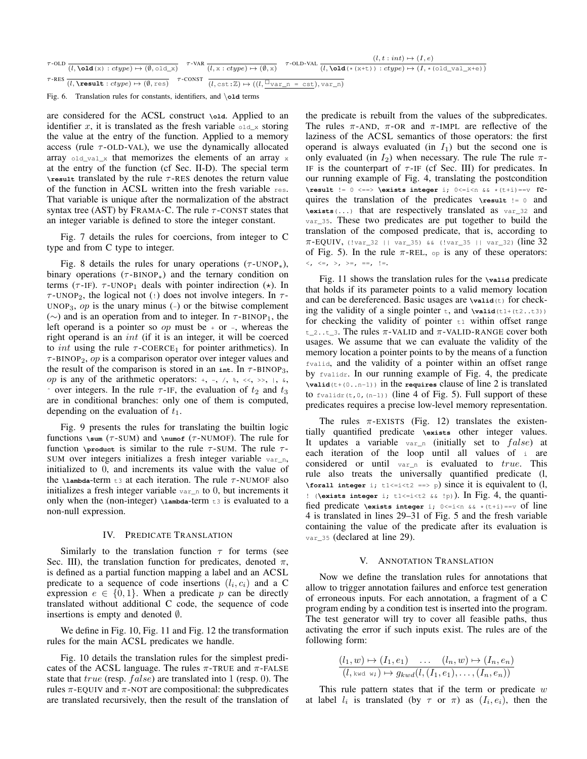$$\tau\text{-OLD}\ \frac{}{(l, \texttt{\textbackslash old(x)} : ctype) \mapsto (\emptyset, \texttt{old\_x})} \quad \tau\text{-VAR}\ \frac{}{(l, \texttt{x} : ctype) \mapsto (\emptyset, \texttt{x})} \quad \tau\text{-OLD-VAL}\ \frac{(l, t : int) \mapsto (I, e)}{(l, \texttt{\textbackslash old(*(x+t))} : ctype) \mapsto (I, \texttt{*(old\_val\_x+e)})}$$

$$\tau\text{-RES}\ \frac{}{(l, \texttt{\textbackslash result} : ctype) \mapsto (\emptyset, \texttt{res})} \quad \tau\text{-CONST}\ \frac{}{(l, \texttt{cst} : \mathbb{Z}) \mapsto ((l, \square\texttt{var\_n = cst}), \texttt{var\_n})}$$

Fig. 6. Translation rules for constants, identifiers, and `\old` terms

are considered for the ACSL construct `\old`. Applied to an identifier $x$, it is translated as the fresh variable `old_x` storing the value at the entry of the function. Applied to a memory access (rule $\tau$-OLD-VAL), we use the dynamically allocated array `old_val_x` that memorizes the elements of an array `x` at the entry of the function (cf Sec. II-D). The special term `\result` translated by the rule $\tau$-RES denotes the return value of the function in ACSL written into the fresh variable `res`. That variable is unique after the normalization of the abstract syntax tree (AST) by FRAMA-C. The rule $\tau$-CONST states that an integer variable is defined to store the integer constant.

Fig. 7 details the rules for coercions, from integer to C type and from C type to integer.

Fig. 8 details the rules for unary operations ($\tau$-UNOP$_*$), binary operations ($\tau$-BINOP$_*$) and the ternary condition on terms ($\tau$-IF). $\tau$-UNOP$_1$ deals with pointer indirection ($\star$). In $\tau$-UNOP$_2$, the logical not (`!`) does not involve integers. In $\tau$-UNOP$_3$, $op$ is the unary minus (`-`) or the bitwise complement ($\sim$) and is an operation from and to integer. In $\tau$-BINOP$_1$, the left operand is a pointer so $op$ must be `+` or `-`, whereas the right operand is an $int$ (if it is an integer, it will be coerced to $int$ using the rule $\tau$-COERCE$_1$ for pointer arithmetics). In $\tau$-BINOP$_2$, $op$ is a comparison operator over integer values and the result of the comparison is stored in an `int`. In $\tau$-BINOP$_3$, $op$ is any of the arithmetic operators: `+`, `-`, `/`, `%`, `<<`, `>>`, `|`, `&`, `^` over integers. In the rule $\tau$-IF, the evaluation of $t_2$ and $t_3$ are in conditional branches: only one of them is computed, depending on the evaluation of $t_1$.

Fig. 9 presents the rules for translating the builtin logic functions `\sum` ($\tau$-SUM) and `\numof` ($\tau$-NUMOF). The rule for function `\product` is similar to the rule $\tau$-SUM. The rule $\tau$-SUM over integers initializes a fresh integer variable `var_n`, initialized to 0, and increments its value with the value of the `\lambda`-term `t3` at each iteration. The rule $\tau$-NUMOF also initializes a fresh integer variable `var_n` to 0, but increments it only when the (non-integer) `\lambda`-term `t3` is evaluated to a non-null expression.

## IV. Predicate Translation

Similarly to the translation function $\tau$ for terms (see Sec. III), the translation function for predicates, denoted $\pi$, is defined as a partial function mapping a label and an ACSL predicate to a sequence of code insertions $(l_i, c_i)$ and a C expression $e \in \{0, 1\}$. When a predicate $p$ can be directly translated without additional C code, the sequence of code insertions is empty and denoted $\emptyset$.

We define in Fig. 10, Fig. 11 and Fig. 12 the transformation rules for the main ACSL predicates we handle.

Fig. 10 details the translation rules for the simplest predicates of the ACSL language. The rules $\pi$-TRUE and $\pi$-FALSE state that $true$ (resp. $false$) are translated into 1 (resp. 0). The rules $\pi$-EQUIV and $\pi$-NOT are compositional: the subpredicates are translated recursively, then the result of the translation of the predicate is rebuilt from the values of the subpredicates. The rules $\pi$-AND, $\pi$-OR and $\pi$-IMPL are reflective of the laziness of the ACSL semantics of those operators: the first operand is always evaluated (in $I_1$) but the second one is only evaluated (in $I_2$) when necessary. The rule The rule $\pi$-IF is the counterpart of $\tau$-IF (cf Sec. III) for predicates. In our running example of Fig. 4, translating the postcondition `\result != 0 <==> \exists integer i; 0<=i<n && *(t+i)==v` requires the translation of the predicates `\result != 0` and `\exists(...)` that are respectively translated as `var_32` and `var_35`. These two predicates are put together to build the translation of the composed predicate, that is, according to $\pi$-EQUIV, `(!var_32 || var_35) && (!var_35 || var_32)` (line 32 of Fig. 5). In the rule $\pi$-REL, `op` is any of these operators: `<`, `<=`, `>`, `>=`, `==`, `!=`.

Fig. 11 shows the translation rules for the `\valid` predicate that holds if its parameter points to a valid memory location and can be dereferenced. Basic usages are `\valid(t)` for checking the validity of a single pointer `t`, and `\valid(t1+(t2..t3))` for checking the validity of pointer `t1` within offset range `t_2..t_3`. The rules $\pi$-VALID and $\pi$-VALID-RANGE cover both usages. We assume that we can evaluate the validity of the memory location a pointer points to by the means of a function `fvalid`, and the validity of a pointer within an offset range by `fvalidr`. In our running example of Fig. 4, the predicate `\valid(t+(0..n-1))` in the `requires` clause of line 2 is translated to `fvalidr(t,0,(n-1))` (line 4 of Fig. 5). Full support of these predicates requires a precise low-level memory representation.

The rules $\pi$-EXISTS (Fig. 12) translates the existentially quantified predicate `\exists` other integer values. It updates a variable `var_n` (initially set to $false$) at each iteration of the loop until all values of `i` are considered or until `var_n` is evaluated to $true$. This rule also treats the universally quantified predicate (l, `\forall integer i; t1<=i<t2 ==> p`) since it is equivalent to (l, `! (\exists integer i; t1<=i<t2 && !p)`). In Fig. 4, the quantified predicate `\exists integer i; 0<=i<n && *(t+i)==v` of line 4 is translated in lines 29–31 of Fig. 5 and the fresh variable containing the value of the predicate after its evaluation is `var_35` (declared at line 29).

## V. Annotation Translation

Now we define the translation rules for annotations that allow to trigger annotation failures and enforce test generation of erroneous inputs. For each annotation, a fragment of a C program ending by a condition test is inserted into the program. The test generator will try to cover all feasible paths, thus activating the error if such inputs exist. The rules are of the following form:

$$\frac{(l_1, w) \mapsto (I_1, e_1) \quad \ldots \quad (l_n, w) \mapsto (I_n, e_n)}{(l, \texttt{kwd w;}) \mapsto g_{kwd}(l, (I_1, e_1), \ldots, (I_n, e_n))}$$

This rule pattern states that if the term or predicate $w$ at label $l_i$ is translated (by $\tau$ or $\pi$) as $(I_i, e_i)$, then the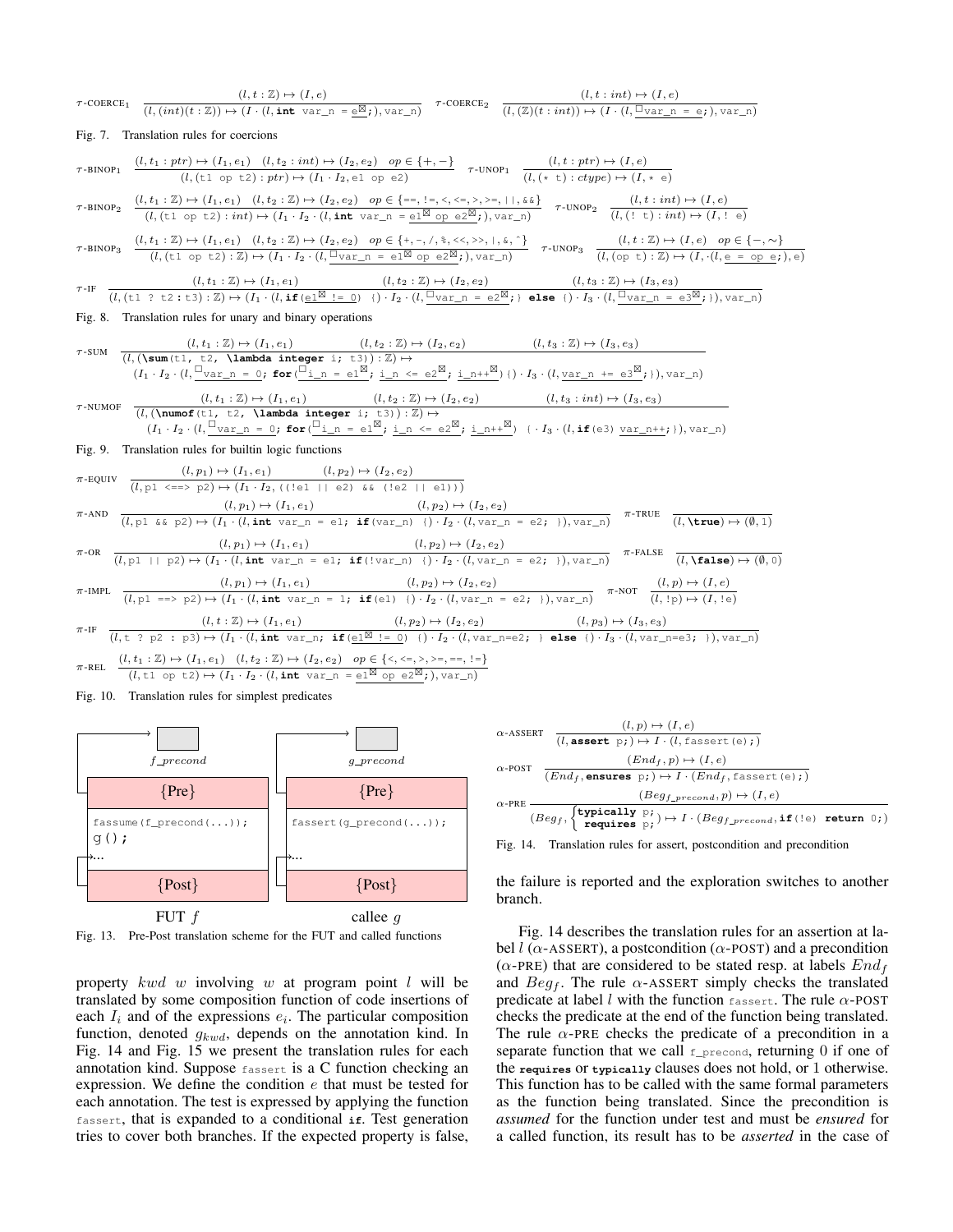$$\tau\text{-COERCE}_1 \quad \frac{(l, t:\mathbb{Z}) \mapsto (I, e)}{(l, (int)(t:\mathbb{Z})) \mapsto (I \cdot (l, \texttt{int var\_n = } \underline{\texttt{e}^{\boxtimes}}\texttt{;}), \texttt{var\_n})} \qquad \tau\text{-COERCE}_2 \quad \frac{(l, t:int) \mapsto (I, e)}{(l, (\mathbb{Z})(t:int)) \mapsto (I \cdot (l, \underline{^{\square}\texttt{var\_n = e;}}), \texttt{var\_n})}$$

Fig. 7. Translation rules for coercions

$$\tau\text{-BINOP}_1 \quad \frac{(l, t_1:ptr) \mapsto (I_1, e_1) \quad (l, t_2:int) \mapsto (I_2, e_2) \quad op \in \{+,-\}}{(l, (\texttt{t1 op t2}):ptr) \mapsto (I_1 \cdot I_2, \texttt{e1 op e2})} \qquad \tau\text{-UNOP}_1 \quad \frac{(l, t:ptr) \mapsto (I, e)}{(l, (\star\ \texttt{t}):ctype) \mapsto (I, \star\ \texttt{e})}$$

$$\tau\text{-BINOP}_2 \quad \frac{(l, t_1:\mathbb{Z}) \mapsto (I_1, e_1) \quad (l, t_2:\mathbb{Z}) \mapsto (I_2, e_2) \quad op \in \{\texttt{==}, \texttt{!=}, \texttt{<}, \texttt{<=}, \texttt{>}, \texttt{>=}, \texttt{||}, \texttt{\&\&}\}}{(l, (\texttt{t1 op t2}):int) \mapsto (I_1 \cdot I_2 \cdot (l, \texttt{int var\_n = } \underline{\texttt{e1}^{\boxtimes}\texttt{ op e2}^{\boxtimes}}\texttt{;}), \texttt{var\_n})} \qquad \tau\text{-UNOP}_2 \quad \frac{(l, t:int) \mapsto (I, e)}{(l, (!\ \texttt{t}):int) \mapsto (I, !\ \texttt{e})}$$

$$\tau\text{-BINOP}_3 \quad \frac{(l, t_1:\mathbb{Z}) \mapsto (I_1, e_1) \quad (l, t_2:\mathbb{Z}) \mapsto (I_2, e_2) \quad op \in \{+,-,/,\%,<<,>>,|,\&,\hat{}\}}{(l, (\texttt{t1 op t2}):\mathbb{Z}) \mapsto (I_1 \cdot I_2 \cdot (l, \underline{^{\square}\texttt{var\_n = e1}^{\boxtimes}\texttt{ op e2}^{\boxtimes}}\texttt{;}), \texttt{var\_n})} \qquad \tau\text{-UNOP}_3 \quad \frac{(l, t:\mathbb{Z}) \mapsto (I, e) \quad op \in \{-, \sim\}}{(l, (\texttt{op t}):\mathbb{Z}) \mapsto (I, \cdot (l, \underline{\texttt{e = op e}}\texttt{;}), \texttt{e})}$$

$$\tau\text{-IF} \quad \frac{(l, t_1:\mathbb{Z}) \mapsto (I_1, e_1) \qquad (l, t_2:\mathbb{Z}) \mapsto (I_2, e_2) \qquad (l, t_3:\mathbb{Z}) \mapsto (I_3, e_3)}{(l, (\texttt{t1 ? t2 : t3}):\mathbb{Z}) \mapsto (I_1 \cdot (l, \texttt{if}(\underline{\texttt{e1}^{\boxtimes}\texttt{ != 0}})\ \{) \cdot I_2 \cdot (l, \underline{^{\square}\texttt{var\_n = e2}^{\boxtimes}}\texttt{;}\}\ \texttt{else}\ \{) \cdot I_3 \cdot (l, \underline{^{\square}\texttt{var\_n = e3}^{\boxtimes}}\texttt{;}\}), \texttt{var\_n})}$$

Fig. 8. Translation rules for unary and binary operations

$$\tau\text{-SUM} \quad \frac{(l, t_1:\mathbb{Z}) \mapsto (I_1, e_1) \qquad (l, t_2:\mathbb{Z}) \mapsto (I_2, e_2) \qquad (l, t_3:\mathbb{Z}) \mapsto (I_3, e_3)}{\begin{array}{l}(l, (\texttt{\textbackslash sum(t1, t2, \textbackslash lambda integer i; t3)}):\mathbb{Z}) \mapsto \\ (I_1 \cdot I_2 \cdot (l, \underline{^{\square}\texttt{var\_n = 0}}\texttt{; for(}\underline{^{\square}\texttt{i\_n = e1}^{\boxtimes}}\texttt{; }\underline{\texttt{i\_n <= e2}^{\boxtimes}}\texttt{; }\underline{\texttt{i\_n++}^{\boxtimes}}\texttt{)}\{) \cdot I_3 \cdot (l, \underline{\texttt{var\_n += e3}^{\boxtimes}}\texttt{;}\}), \texttt{var\_n})\end{array}}$$

$$\tau\text{-NUMOF} \quad \frac{(l, t_1:\mathbb{Z}) \mapsto (I_1, e_1) \qquad (l, t_2:\mathbb{Z}) \mapsto (I_2, e_2) \qquad (l, t_3:int) \mapsto (I_3, e_3)}{\begin{array}{l}(l, (\texttt{\textbackslash numof(t1, t2, \textbackslash lambda integer i; t3)}):\mathbb{Z}) \mapsto \\ (I_1 \cdot I_2 \cdot (l, \underline{^{\square}\texttt{var\_n = 0}}\texttt{; for(}\underline{^{\square}\texttt{i\_n = e1}^{\boxtimes}}\texttt{; }\underline{\texttt{i\_n <= e2}^{\boxtimes}}\texttt{; }\underline{\texttt{i\_n++}^{\boxtimes}}\texttt{)}\ \{ \cdot I_3 \cdot (l, \texttt{if(e3) }\underline{\texttt{var\_n++}}\texttt{;}\}), \texttt{var\_n})\end{array}}$$

Fig. 9. Translation rules for builtin logic functions

$$\pi\text{-EQUIV} \quad \frac{(l, p_1) \mapsto (I_1, e_1) \qquad (l, p_2) \mapsto (I_2, e_2)}{(l, \texttt{p1 <==> p2}) \mapsto (I_1 \cdot I_2, \texttt{((!e1 || e2) \&\& (!e2 || e1))})}$$

$$\pi\text{-AND} \quad \frac{(l, p_1) \mapsto (I_1, e_1) \qquad (l, p_2) \mapsto (I_2, e_2)}{(l, \texttt{p1 \&\& p2}) \mapsto (I_1 \cdot (l, \texttt{int var\_n = e1; if(var\_n) \{}) \cdot I_2 \cdot (l, \texttt{var\_n = e2; \}}), \texttt{var\_n})} \qquad \pi\text{-TRUE} \quad \frac{}{(l, \texttt{\textbackslash true}) \mapsto (\emptyset, 1)}$$

$$\pi\text{-OR} \quad \frac{(l, p_1) \mapsto (I_1, e_1) \qquad (l, p_2) \mapsto (I_2, e_2)}{(l, \texttt{p1 || p2}) \mapsto (I_1 \cdot (l, \texttt{int var\_n = e1; if(!var\_n) \{}) \cdot I_2 \cdot (l, \texttt{var\_n = e2; \}}), \texttt{var\_n})} \qquad \pi\text{-FALSE} \quad \frac{}{(l, \texttt{\textbackslash false}) \mapsto (\emptyset, 0)}$$

$$\pi\text{-IMPL} \quad \frac{(l, p_1) \mapsto (I_1, e_1) \qquad (l, p_2) \mapsto (I_2, e_2)}{(l, \texttt{p1 ==> p2}) \mapsto (I_1 \cdot (l, \texttt{int var\_n = 1; if(e1) \{}) \cdot I_2 \cdot (l, \texttt{var\_n = e2; \}}), \texttt{var\_n})} \qquad \pi\text{-NOT} \quad \frac{(l, p) \mapsto (I, e)}{(l, \texttt{!p}) \mapsto (I, \texttt{!e})}$$

$$\pi\text{-IF} \quad \frac{(l, t:\mathbb{Z}) \mapsto (I_1, e_1) \qquad (l, p_2) \mapsto (I_2, e_2) \qquad (l, p_3) \mapsto (I_3, e_3)}{(l, \texttt{t ? p2 : p3}) \mapsto (I_1 \cdot (l, \texttt{int var\_n; if(}\underline{\texttt{e1}^{\boxtimes}\texttt{ != 0}}\texttt{) \{}) \cdot I_2 \cdot (l, \texttt{var\_n=e2; \} else \{}) \cdot I_3 \cdot (l, \texttt{var\_n=e3; \}}), \texttt{var\_n})}$$

$$\pi\text{-REL} \quad \frac{(l, t_1:\mathbb{Z}) \mapsto (I_1, e_1) \quad (l, t_2:\mathbb{Z}) \mapsto (I_2, e_2) \quad op \in \{\texttt{<}, \texttt{<=}, \texttt{>}, \texttt{>=}, \texttt{==}, \texttt{!=}\}}{(l, \texttt{t1 op t2}) \mapsto (I_1 \cdot I_2 \cdot (l, \texttt{int var\_n = } \underline{\texttt{e1}^{\boxtimes}\texttt{ op e2}^{\boxtimes}}\texttt{;}), \texttt{var\_n})}$$

Fig. 10. Translation rules for simplest predicates

Fig. 13. Pre-Post translation scheme for the FUT and called functions

property $kwd\ w$ involving $w$ at program point $l$ will be translated by some composition function of code insertions of each $I_i$ and of the expressions $e_i$. The particular composition function, denoted $g_{kwd}$, depends on the annotation kind. In Fig. 14 and Fig. 15 we present the translation rules for each annotation kind. Suppose `fassert` is a C function checking an expression. We define the condition $e$ that must be tested for each annotation. The test is expressed by applying the function `fassert`, that is expanded to a conditional `if`. Test generation tries to cover both branches. If the expected property is false, the failure is reported and the exploration switches to another branch.

$$\alpha\text{-ASSERT} \quad \frac{(l, p) \mapsto (I, e)}{(l, \texttt{assert p;}) \mapsto I \cdot (l, \texttt{fassert(e);})}$$

$$\alpha\text{-POST} \quad \frac{(End_f, p) \mapsto (I, e)}{(End_f, \texttt{ensures p;}) \mapsto I \cdot (End_f, \texttt{fassert(e);})}$$

$$\alpha\text{-PRE} \quad \frac{(Beg_{f\_precond}, p) \mapsto (I, e)}{(Beg_f, \left\{\begin{array}{l}\texttt{typically p;}\\ \texttt{requires p;}\end{array}\right.) \mapsto I \cdot (Beg_{f\_precond}, \texttt{if(!e) return 0;})}$$

Fig. 14. Translation rules for assert, postcondition and precondition

Fig. 14 describes the translation rules for an assertion at label $l$ ($\alpha$-ASSERT), a postcondition ($\alpha$-POST) and a precondition ($\alpha$-PRE) that are considered to be stated resp. at labels $End_f$ and $Beg_f$. The rule $\alpha$-ASSERT simply checks the translated predicate at label $l$ with the function `fassert`. The rule $\alpha$-POST checks the predicate at the end of the function being translated. The rule $\alpha$-PRE checks the predicate of a precondition in a separate function that we call `f_precond`, returning 0 if one of the `requires` or `typically` clauses does not hold, or 1 otherwise. This function has to be called with the same formal parameters as the function being translated. Since the precondition is *assumed* for the function under test and must be *ensured* for a called function, its result has to be *asserted* in the case of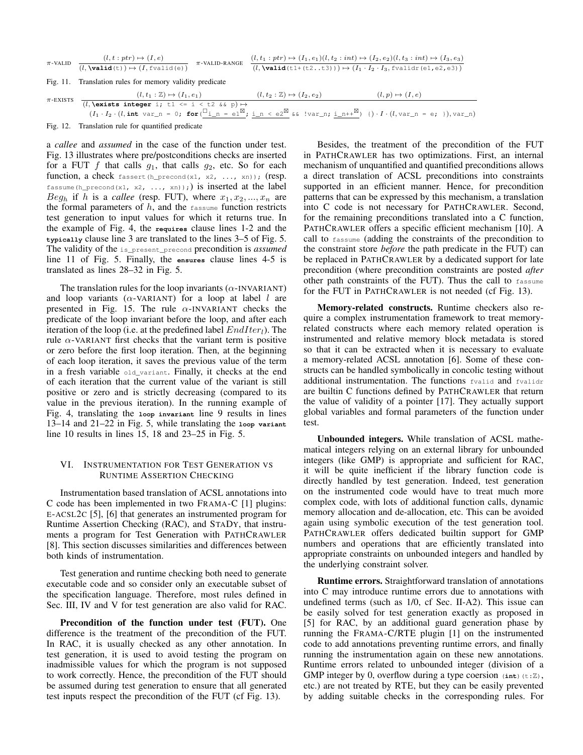$$\pi\text{-VALID} \quad \frac{(l, t : ptr) \mapsto (I, e)}{(l, \texttt{\textbackslash valid(t)}) \mapsto (I, \texttt{fvalid(e)})} \qquad \pi\text{-VALID-RANGE} \quad \frac{(l, t_1 : ptr) \mapsto (I_1, e_1)(l, t_2 : int) \mapsto (I_2, e_2)(l, t_3 : int) \mapsto (I_3, e_3)}{(l, \texttt{\textbackslash valid(t1+(t2..t3))}) \mapsto (I_1 \cdot I_2 \cdot I_3, \texttt{fvalidr(e1,e2,e3)})}$$

Fig. 11. Translation rules for memory validity predicate

$$\pi\text{-EXISTS} \quad \frac{(l, t_1 : \mathbb{Z}) \mapsto (I_1, e_1) \qquad (l, t_2 : \mathbb{Z}) \mapsto (I_2, e_2) \qquad (l, p) \mapsto (I, e)}{\begin{array}{l}(l, \texttt{\textbackslash exists integer i; t1 <= i < t2 \&\& p}) \mapsto \\ (I_1 \cdot I_2 \cdot (l, \texttt{int var\_n = 0; for(}\underline{\texttt{i\_n = e1}}^{\boxtimes}\texttt{; }\underline{\texttt{i\_n < e2}}^{\boxtimes}\texttt{ \&\& !var\_n; }\underline{\texttt{i\_n++}}^{\boxtimes}\texttt{) \{}) \cdot I \cdot (l, \texttt{var\_n = e; \}}), \texttt{var\_n})\end{array}}$$

Fig. 12. Translation rule for quantified predicate

a *callee* and *assumed* in the case of the function under test. Fig. 13 illustrates where pre/postconditions checks are inserted for a FUT $f$ that calls $g_1$, that calls $g_2$, etc. So for each function, a check `fassert(h_precond(x1, x2, ..., xn));` (resp. `fassume(h_precond(x1, x2, ..., xn));`) is inserted at the label $Beg_h$ if $h$ is a *callee* (resp. FUT), where $x_1, x_2, ..., x_n$ are the formal parameters of $h$, and the `fassume` function restricts test generation to input values for which it returns true. In the example of Fig. 4, the **requires** clause lines 1-2 and the **typically** clause line 3 are translated to the lines 3–5 of Fig. 5. The validity of the `is_present_precond` precondition is *assumed* line 11 of Fig. 5. Finally, the **ensures** clause lines 4-5 is translated as lines 28–32 in Fig. 5.

The translation rules for the loop invariants ($\alpha$-INVARIANT) and loop variants ($\alpha$-VARIANT) for a loop at label $l$ are presented in Fig. 15. The rule $\alpha$-INVARIANT checks the predicate of the loop invariant before the loop, and after each iteration of the loop (i.e. at the predefined label $EndIter_l$). The rule $\alpha$-VARIANT first checks that the variant term is positive or zero before the first loop iteration. Then, at the beginning of each loop iteration, it saves the previous value of the term in a fresh variable `old_variant`. Finally, it checks at the end of each iteration that the current value of the variant is still positive or zero and is strictly decreasing (compared to its value in the previous iteration). In the running example of Fig. 4, translating the **loop invariant** line 9 results in lines 13–14 and 21–22 in Fig. 5, while translating the **loop variant** line 10 results in lines 15, 18 and 23–25 in Fig. 5.

## VI. Instrumentation for Test Generation vs Runtime Assertion Checking

Instrumentation based translation of ACSL annotations into C code has been implemented in two FRAMA-C [1] plugins: E-ACSL2C [5], [6] that generates an instrumented program for Runtime Assertion Checking (RAC), and STADY, that instruments a program for Test Generation with PATHCRAWLER [8]. This section discusses similarities and differences between both kinds of instrumentation.

Test generation and runtime checking both need to generate executable code and so consider only an executable subset of the specification language. Therefore, most rules defined in Sec. III, IV and V for test generation are also valid for RAC.

**Precondition of the function under test (FUT).** One difference is the treatment of the precondition of the FUT. In RAC, it is usually checked as any other annotation. In test generation, it is used to avoid testing the program on inadmissible values for which the program is not supposed to work correctly. Hence, the precondition of the FUT should be assumed during test generation to ensure that all generated test inputs respect the precondition of the FUT (cf Fig. 13).

Besides, the treatment of the precondition of the FUT in PATHCRAWLER has two optimizations. First, an internal mechanism of unquantified and quantified preconditions allows a direct translation of ACSL preconditions into constraints supported in an efficient manner. Hence, for precondition patterns that can be expressed by this mechanism, a translation into C code is not necessary for PATHCRAWLER. Second, for the remaining preconditions translated into a C function, PATHCRAWLER offers a specific efficient mechanism [10]. A call to `fassume` (adding the constraints of the precondition to the constraint store *before* the path predicate in the FUT) can be replaced in PATHCRAWLER by a dedicated support for late precondition (where precondition constraints are posted *after* other path constraints of the FUT). Thus the call to `fassume` for the FUT in PATHCRAWLER is not needed (cf Fig. 13).

**Memory-related constructs.** Runtime checkers also require a complex instrumentation framework to treat memory-related constructs where each memory related operation is instrumented and relative memory block metadata is stored so that it can be extracted when it is necessary to evaluate a memory-related ACSL annotation [6]. Some of these constructs can be handled symbolically in concolic testing without additional instrumentation. The functions `fvalid` and `fvalidr` are builtin C functions defined by PATHCRAWLER that return the value of validity of a pointer [17]. They actually support global variables and formal parameters of the function under test.

**Unbounded integers.** While translation of ACSL mathematical integers relying on an external library for unbounded integers (like GMP) is appropriate and sufficient for RAC, it will be quite inefficient if the library function code is directly handled by test generation. Indeed, test generation on the instrumented code would have to treat much more complex code, with lots of additional function calls, dynamic memory allocation and de-allocation, etc. This can be avoided again using symbolic execution of the test generation tool. PATHCRAWLER offers dedicated builtin support for GMP numbers and operations that are efficiently translated into appropriate constraints on unbounded integers and handled by the underlying constraint solver.

**Runtime errors.** Straightforward translation of annotations into C may introduce runtime errors due to annotations with undefined terms (such as 1/0, cf Sec. II-A2). This issue can be easily solved for test generation exactly as proposed in [5] for RAC, by an additional guard generation phase by running the FRAMA-C/RTE plugin [1] on the instrumented code to add annotations preventing runtime errors, and finally running the instrumentation again on these new annotations. Runtime errors related to unbounded integer (division of a GMP integer by 0, overflow during a type coercion (**int**)(t:$\mathbb{Z}$), etc.) are not treated by RTE, but they can be easily prevented by adding suitable checks in the corresponding rules. For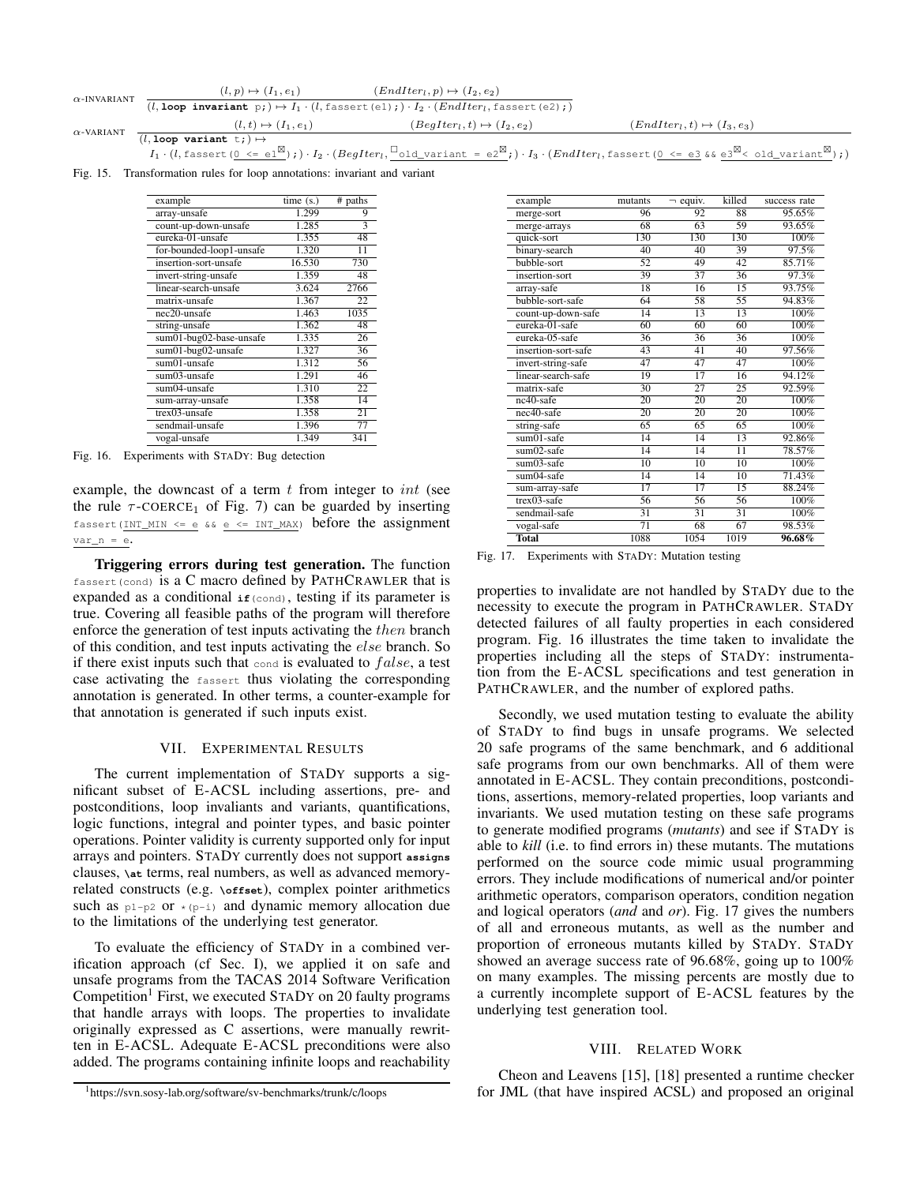$$\alpha\text{-INVARIANT}\quad \frac{(l,p) \mapsto (I_1, e_1) \qquad (EndIter_l, p) \mapsto (I_2, e_2)}{(l, \texttt{loop invariant p;}) \mapsto I_1 \cdot (l, \texttt{fassert(e1);}) \cdot I_2 \cdot (EndIter_l, \texttt{fassert(e2);})}$$

$$\alpha\text{-VARIANT}\quad \frac{(l,t) \mapsto (I_1, e_1) \qquad (BegIter_l, t) \mapsto (I_2, e_2) \qquad (EndIter_l, t) \mapsto (I_3, e_3)}{\begin{array}{l}(l, \texttt{loop variant t;}) \mapsto \\ I_1 \cdot (l, \texttt{fassert(}\underline{\texttt{0 <= e1}^{\boxtimes}}\texttt{);}) \cdot I_2 \cdot (BegIter_l, \underline{^{\square}\texttt{old\_variant = e2}^{\boxtimes}}\texttt{;}) \cdot I_3 \cdot (EndIter_l, \texttt{fassert(}\underline{\texttt{0 <= e3}}\texttt{ \&\& }\underline{\texttt{e3}^{\boxtimes}\texttt{< old\_variant}^{\boxtimes}}\texttt{);})\end{array}}$$

Fig. 15. Transformation rules for loop annotations: invariant and variant

| example | time (s.) | # paths |
|---|---|---|
| array-unsafe | 1.299 | 9 |
| count-up-down-unsafe | 1.285 | 3 |
| eureka-01-unsafe | 1.355 | 48 |
| for-bounded-loop1-unsafe | 1.320 | 11 |
| insertion-sort-unsafe | 16.530 | 730 |
| invert-string-unsafe | 1.359 | 48 |
| linear-search-unsafe | 3.624 | 2766 |
| matrix-unsafe | 1.367 | 22 |
| nec20-unsafe | 1.463 | 1035 |
| string-unsafe | 1.362 | 48 |
| sum01-bug02-base-unsafe | 1.335 | 26 |
| sum01-bug02-unsafe | 1.327 | 36 |
| sum01-unsafe | 1.312 | 56 |
| sum03-unsafe | 1.291 | 46 |
| sum04-unsafe | 1.310 | 22 |
| sum-array-unsafe | 1.358 | 14 |
| trex03-unsafe | 1.358 | 21 |
| sendmail-unsafe | 1.396 | 77 |
| vogal-unsafe | 1.349 | 341 |

Fig. 16. Experiments with StaDy: Bug detection

example, the downcast of a term $t$ from integer to $int$ (see the rule $\tau$-COERCE$_1$ of Fig. 7) can be guarded by inserting `fassert(INT_MIN <= e && e <= INT_MAX)` before the assignment `var_n = e`.

**Triggering errors during test generation.** The function `fassert(cond)` is a C macro defined by PathCrawler that is expanded as a conditional `if(cond)`, testing if its parameter is true. Covering all feasible paths of the program will therefore enforce the generation of test inputs activating the $then$ branch of this condition, and test inputs activating the $else$ branch. So if there exist inputs such that `cond` is evaluated to $false$, a test case activating the `fassert` thus violating the corresponding annotation is generated. In other terms, a counter-example for that annotation is generated if such inputs exist.

## VII. Experimental Results

The current implementation of StaDy supports a significant subset of E-ACSL including assertions, pre- and postconditions, loop invaliants and variants, quantifications, logic functions, integral and pointer types, and basic pointer operations. Pointer validity is currenty supported only for input arrays and pointers. StaDy currently does not support `assigns` clauses, `\at` terms, real numbers, as well as advanced memory-related constructs (e.g. `\offset`), complex pointer arithmetics such as `p1-p2` or `*(p-i)` and dynamic memory allocation due to the limitations of the underlying test generator.

To evaluate the efficiency of StaDy in a combined verification approach (cf Sec. I), we applied it on safe and unsafe programs from the TACAS 2014 Software Verification Competition[1] First, we executed StaDy on 20 faulty programs that handle arrays with loops. The properties to invalidate originally expressed as C assertions, were manually rewritten in E-ACSL. Adequate E-ACSL preconditions were also added. The programs containing infinite loops and reachability properties to invalidate are not handled by StaDy due to the necessity to execute the program in PathCrawler. StaDy detected failures of all faulty properties in each considered program. Fig. 16 illustrates the time taken to invalidate the properties including all the steps of StaDy: instrumentation from the E-ACSL specifications and test generation in PathCrawler, and the number of explored paths.

| example | mutants | ¬ equiv. | killed | success rate |
|---|---|---|---|---|
| merge-sort | 96 | 92 | 88 | 95.65% |
| merge-arrays | 68 | 63 | 59 | 93.65% |
| quick-sort | 130 | 130 | 130 | 100% |
| binary-search | 40 | 40 | 39 | 97.5% |
| bubble-sort | 52 | 49 | 42 | 85.71% |
| insertion-sort | 39 | 37 | 36 | 97.3% |
| array-safe | 18 | 16 | 15 | 93.75% |
| bubble-sort-safe | 64 | 58 | 55 | 94.83% |
| count-up-down-safe | 14 | 13 | 13 | 100% |
| eureka-01-safe | 60 | 60 | 60 | 100% |
| eureka-05-safe | 36 | 36 | 36 | 100% |
| insertion-sort-safe | 43 | 41 | 40 | 97.56% |
| invert-string-safe | 47 | 47 | 47 | 100% |
| linear-search-safe | 19 | 17 | 16 | 94.12% |
| matrix-safe | 30 | 27 | 25 | 92.59% |
| nc40-safe | 20 | 20 | 20 | 100% |
| nec40-safe | 20 | 20 | 20 | 100% |
| string-safe | 65 | 65 | 65 | 100% |
| sum01-safe | 14 | 14 | 13 | 92.86% |
| sum02-safe | 14 | 14 | 11 | 78.57% |
| sum03-safe | 10 | 10 | 10 | 100% |
| sum04-safe | 14 | 14 | 10 | 71.43% |
| sum-array-safe | 17 | 17 | 15 | 88.24% |
| trex03-safe | 56 | 56 | 56 | 100% |
| sendmail-safe | 31 | 31 | 31 | 100% |
| vogal-safe | 71 | 68 | 67 | 98.53% |
| **Total** | 1088 | 1054 | 1019 | **96.68%** |

Fig. 17. Experiments with StaDy: Mutation testing

Secondly, we used mutation testing to evaluate the ability of StaDy to find bugs in unsafe programs. We selected 20 safe programs of the same benchmark, and 6 additional safe programs from our own benchmarks. All of them were annotated in E-ACSL. They contain preconditions, postconditions, assertions, memory-related properties, loop variants and invariants. We used mutation testing on these safe programs to generate modified programs (*mutants*) and see if StaDy is able to *kill* (i.e. to find errors in) these mutants. The mutations performed on the source code mimic usual programming errors. They include modifications of numerical and/or pointer arithmetic operators, comparison operators, condition negation and logical operators (*and* and *or*). Fig. 17 gives the numbers of all and erroneous mutants, as well as the number and proportion of erroneous mutants killed by StaDy. StaDy showed an average success rate of 96.68%, going up to 100% on many examples. The missing percents are mostly due to a currently incomplete support of E-ACSL features by the underlying test generation tool.

## VIII. Related Work

Cheon and Leavens [15], [18] presented a runtime checker for JML (that have inspired ACSL) and proposed an original

[1] https://svn.sosy-lab.org/software/sv-benchmarks/trunk/c/loops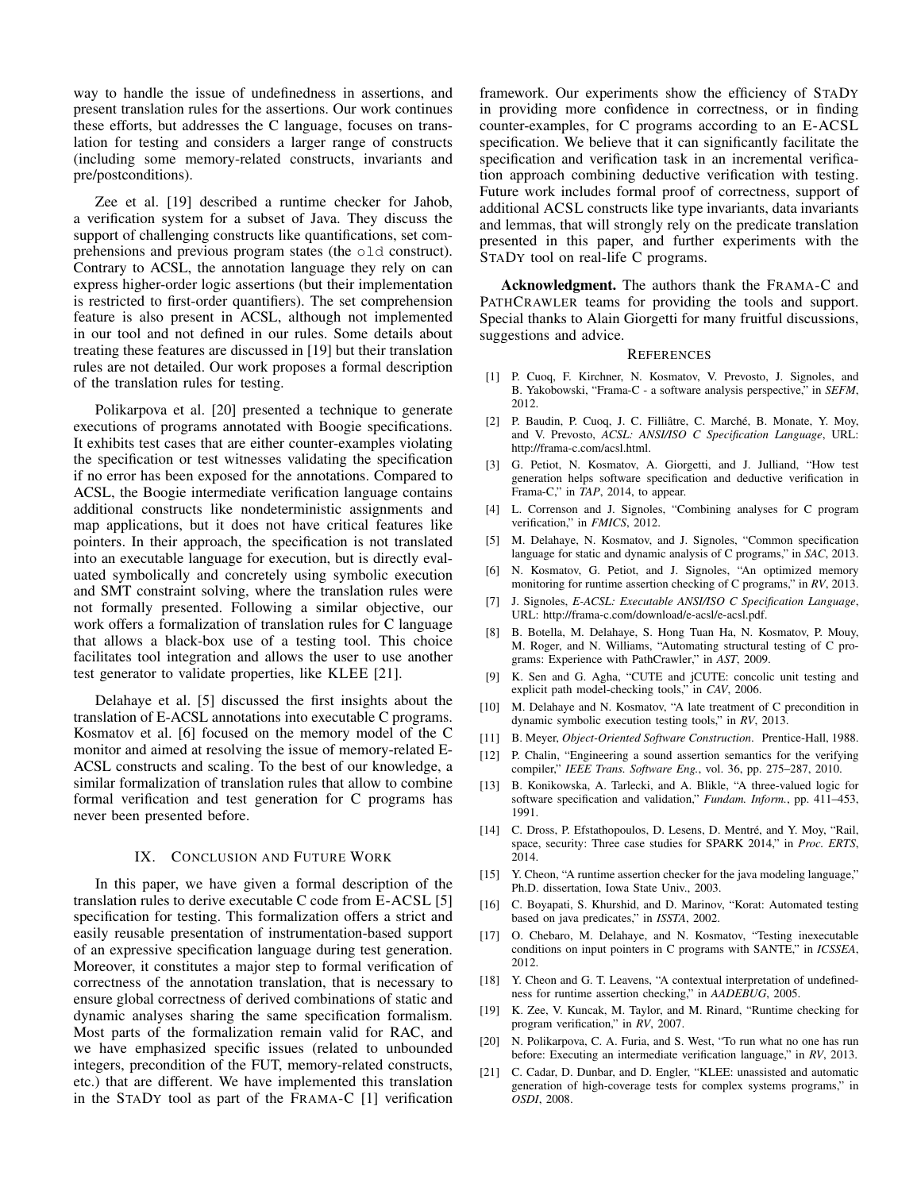way to handle the issue of undefinedness in assertions, and present translation rules for the assertions. Our work continues these efforts, but addresses the C language, focuses on translation for testing and considers a larger range of constructs (including some memory-related constructs, invariants and pre/postconditions).

Zee et al. [19] described a runtime checker for Jahob, a verification system for a subset of Java. They discuss the support of challenging constructs like quantifications, set comprehensions and previous program states (the `old` construct). Contrary to ACSL, the annotation language they rely on can express higher-order logic assertions (but their implementation is restricted to first-order quantifiers). The set comprehension feature is also present in ACSL, although not implemented in our tool and not defined in our rules. Some details about treating these features are discussed in [19] but their translation rules are not detailed. Our work proposes a formal description of the translation rules for testing.

Polikarpova et al. [20] presented a technique to generate executions of programs annotated with Boogie specifications. It exhibits test cases that are either counter-examples violating the specification or test witnesses validating the specification if no error has been exposed for the annotations. Compared to ACSL, the Boogie intermediate verification language contains additional constructs like nondeterministic assignments and map applications, but it does not have critical features like pointers. In their approach, the specification is not translated into an executable language for execution, but is directly evaluated symbolically and concretely using symbolic execution and SMT constraint solving, where the translation rules were not formally presented. Following a similar objective, our work offers a formalization of translation rules for C language that allows a black-box use of a testing tool. This choice facilitates tool integration and allows the user to use another test generator to validate properties, like KLEE [21].

Delahaye et al. [5] discussed the first insights about the translation of E-ACSL annotations into executable C programs. Kosmatov et al. [6] focused on the memory model of the C monitor and aimed at resolving the issue of memory-related E-ACSL constructs and scaling. To the best of our knowledge, a similar formalization of translation rules that allow to combine formal verification and test generation for C programs has never been presented before.

## IX. Conclusion and Future Work

In this paper, we have given a formal description of the translation rules to derive executable C code from E-ACSL [5] specification for testing. This formalization offers a strict and easily reusable presentation of instrumentation-based support of an expressive specification language during test generation. Moreover, it constitutes a major step to formal verification of correctness of the annotation translation, that is necessary to ensure global correctness of derived combinations of static and dynamic analyses sharing the same specification formalism. Most parts of the formalization remain valid for RAC, and we have emphasized specific issues (related to unbounded integers, precondition of the FUT, memory-related constructs, etc.) that are different. We have implemented this translation in the StaDy tool as part of the Frama-C [1] verification framework. Our experiments show the efficiency of StaDy in providing more confidence in correctness, or in finding counter-examples, for C programs according to an E-ACSL specification. We believe that it can significantly facilitate the specification and verification task in an incremental verification approach combining deductive verification with testing. Future work includes formal proof of correctness, support of additional ACSL constructs like type invariants, data invariants and lemmas, that will strongly rely on the predicate translation presented in this paper, and further experiments with the StaDy tool on real-life C programs.

**Acknowledgment.** The authors thank the Frama-C and PathCrawler teams for providing the tools and support. Special thanks to Alain Giorgetti for many fruitful discussions, suggestions and advice.

## References

[1] P. Cuoq, F. Kirchner, N. Kosmatov, V. Prevosto, J. Signoles, and B. Yakobowski, "Frama-C - a software analysis perspective," in *SEFM*, 2012.

[2] P. Baudin, P. Cuoq, J. C. Filliâtre, C. Marché, B. Monate, Y. Moy, and V. Prevosto, *ACSL: ANSI/ISO C Specification Language*, URL: http://frama-c.com/acsl.html.

[3] G. Petiot, N. Kosmatov, A. Giorgetti, and J. Julliand, "How test generation helps software specification and deductive verification in Frama-C," in *TAP*, 2014, to appear.

[4] L. Correnson and J. Signoles, "Combining analyses for C program verification," in *FMICS*, 2012.

[5] M. Delahaye, N. Kosmatov, and J. Signoles, "Common specification language for static and dynamic analysis of C programs," in *SAC*, 2013.

[6] N. Kosmatov, G. Petiot, and J. Signoles, "An optimized memory monitoring for runtime assertion checking of C programs," in *RV*, 2013.

[7] J. Signoles, *E-ACSL: Executable ANSI/ISO C Specification Language*, URL: http://frama-c.com/download/e-acsl/e-acsl.pdf.

[8] B. Botella, M. Delahaye, S. Hong Tuan Ha, N. Kosmatov, P. Mouy, M. Roger, and N. Williams, "Automating structural testing of C programs: Experience with PathCrawler," in *AST*, 2009.

[9] K. Sen and G. Agha, "CUTE and jCUTE: concolic unit testing and explicit path model-checking tools," in *CAV*, 2006.

[10] M. Delahaye and N. Kosmatov, "A late treatment of C precondition in dynamic symbolic execution testing tools," in *RV*, 2013.

[11] B. Meyer, *Object-Oriented Software Construction*. Prentice-Hall, 1988.

[12] P. Chalin, "Engineering a sound assertion semantics for the verifying compiler," *IEEE Trans. Software Eng.*, vol. 36, pp. 275–287, 2010.

[13] B. Konikowska, A. Tarlecki, and A. Blikle, "A three-valued logic for software specification and validation," *Fundam. Inform.*, pp. 411–453, 1991.

[14] C. Dross, P. Efstathopoulos, D. Lesens, D. Mentré, and Y. Moy, "Rail, space, security: Three case studies for SPARK 2014," in *Proc. ERTS*, 2014.

[15] Y. Cheon, "A runtime assertion checker for the java modeling language," Ph.D. dissertation, Iowa State Univ., 2003.

[16] C. Boyapati, S. Khurshid, and D. Marinov, "Korat: Automated testing based on java predicates," in *ISSTA*, 2002.

[17] O. Chebaro, M. Delahaye, and N. Kosmatov, "Testing inexecutable conditions on input pointers in C programs with SANTE," in *ICSSEA*, 2012.

[18] Y. Cheon and G. T. Leavens, "A contextual interpretation of undefinedness for runtime assertion checking," in *AADEBUG*, 2005.

[19] K. Zee, V. Kuncak, M. Taylor, and M. Rinard, "Runtime checking for program verification," in *RV*, 2007.

[20] N. Polikarpova, C. A. Furia, and S. West, "To run what no one has run before: Executing an intermediate verification language," in *RV*, 2013.

[21] C. Cadar, D. Dunbar, and D. Engler, "KLEE: unassisted and automatic generation of high-coverage tests for complex systems programs," in *OSDI*, 2008.